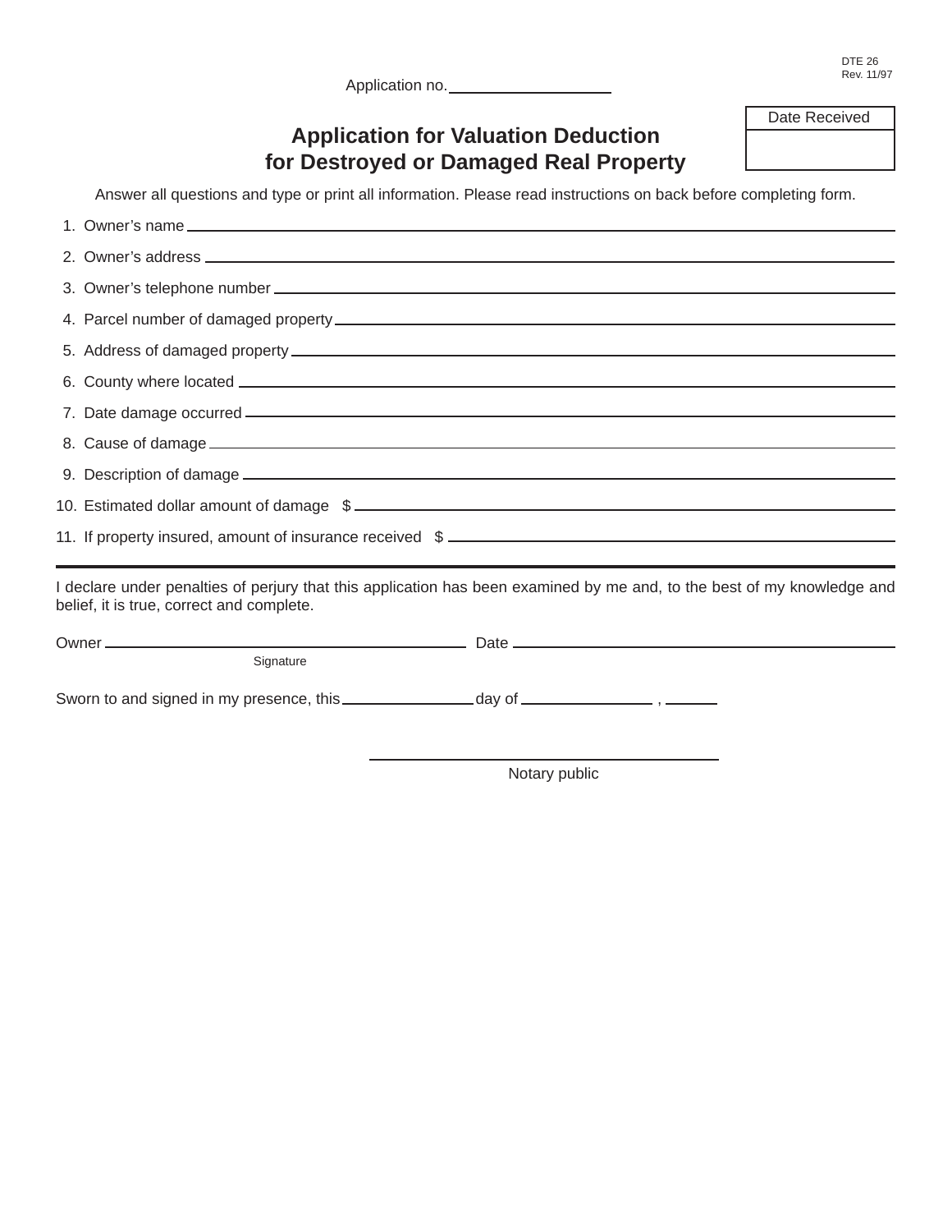DTE 26
Rev. 11/97

Application no. ____________________

| Date Received |
| --- |
| |

# Application for Valuation Deduction for Destroyed or Damaged Real Property

Answer all questions and type or print all information. Please read instructions on back before completing form.

1. Owner's name ____________________
2. Owner's address ____________________
3. Owner's telephone number ____________________
4. Parcel number of damaged property ____________________
5. Address of damaged property ____________________
6. County where located ____________________
7. Date damage occurred ____________________
8. Cause of damage ____________________
9. Description of damage ____________________
10. Estimated dollar amount of damage $ ____________________
11. If property insured, amount of insurance received $ ____________________

---

I declare under penalties of perjury that this application has been examined by me and, to the best of my knowledge and belief, it is true, correct and complete.

Owner ____________________ Date ____________________
Signature

Sworn to and signed in my presence, this ____________ day of ____________ , ______

____________________
Notary public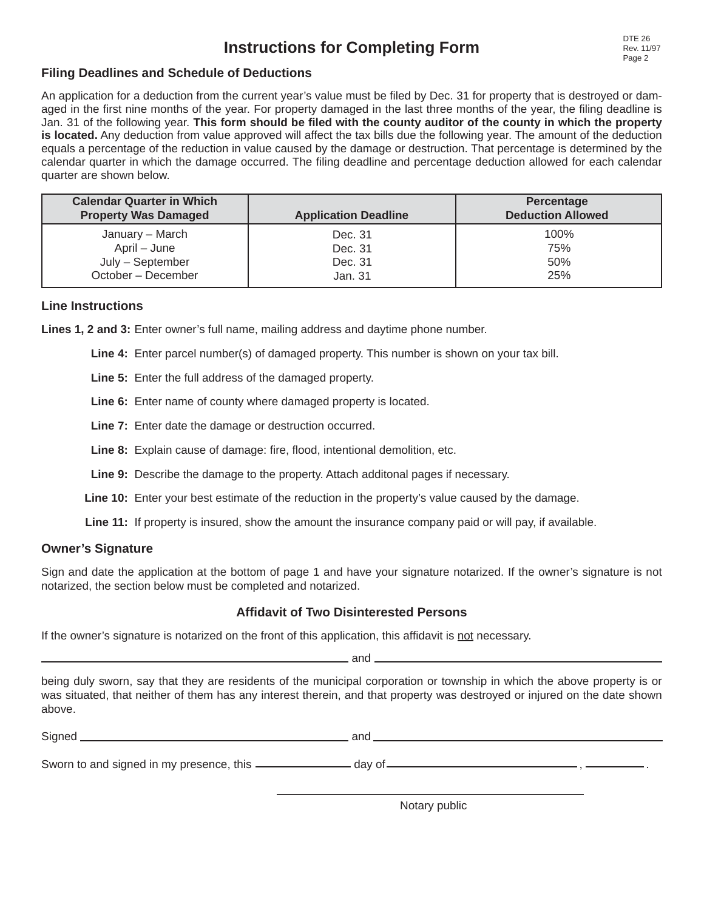# Instructions for Completing Form

## Filing Deadlines and Schedule of Deductions

An application for a deduction from the current year's value must be filed by Dec. 31 for property that is destroyed or damaged in the first nine months of the year. For property damaged in the last three months of the year, the filing deadline is Jan. 31 of the following year. **This form should be filed with the county auditor of the county in which the property is located.** Any deduction from value approved will affect the tax bills due the following year. The amount of the deduction equals a percentage of the reduction in value caused by the damage or destruction. That percentage is determined by the calendar quarter in which the damage occurred. The filing deadline and percentage deduction allowed for each calendar quarter are shown below.

| Calendar Quarter in Which Property Was Damaged | Application Deadline | Percentage Deduction Allowed |
|---|---|---|
| January – March | Dec. 31 | 100% |
| April – June | Dec. 31 | 75% |
| July – September | Dec. 31 | 50% |
| October – December | Jan. 31 | 25% |

## Line Instructions

**Lines 1, 2 and 3:** Enter owner's full name, mailing address and daytime phone number.

**Line 4:** Enter parcel number(s) of damaged property. This number is shown on your tax bill.

**Line 5:** Enter the full address of the damaged property.

**Line 6:** Enter name of county where damaged property is located.

**Line 7:** Enter date the damage or destruction occurred.

**Line 8:** Explain cause of damage: fire, flood, intentional demolition, etc.

**Line 9:** Describe the damage to the property. Attach additonal pages if necessary.

**Line 10:** Enter your best estimate of the reduction in the property's value caused by the damage.

**Line 11:** If property is insured, show the amount the insurance company paid or will pay, if available.

## Owner's Signature

Sign and date the application at the bottom of page 1 and have your signature notarized. If the owner's signature is not notarized, the section below must be completed and notarized.

### Affidavit of Two Disinterested Persons

If the owner's signature is notarized on the front of this application, this affidavit is not necessary.

______________________________ and ______________________________

being duly sworn, say that they are residents of the municipal corporation or township in which the above property is or was situated, that neither of them has any interest therein, and that property was destroyed or injured on the date shown above.

Signed ______________________________ and ______________________________

Sworn to and signed in my presence, this __________ day of ____________________, __________.

______________________________
Notary public